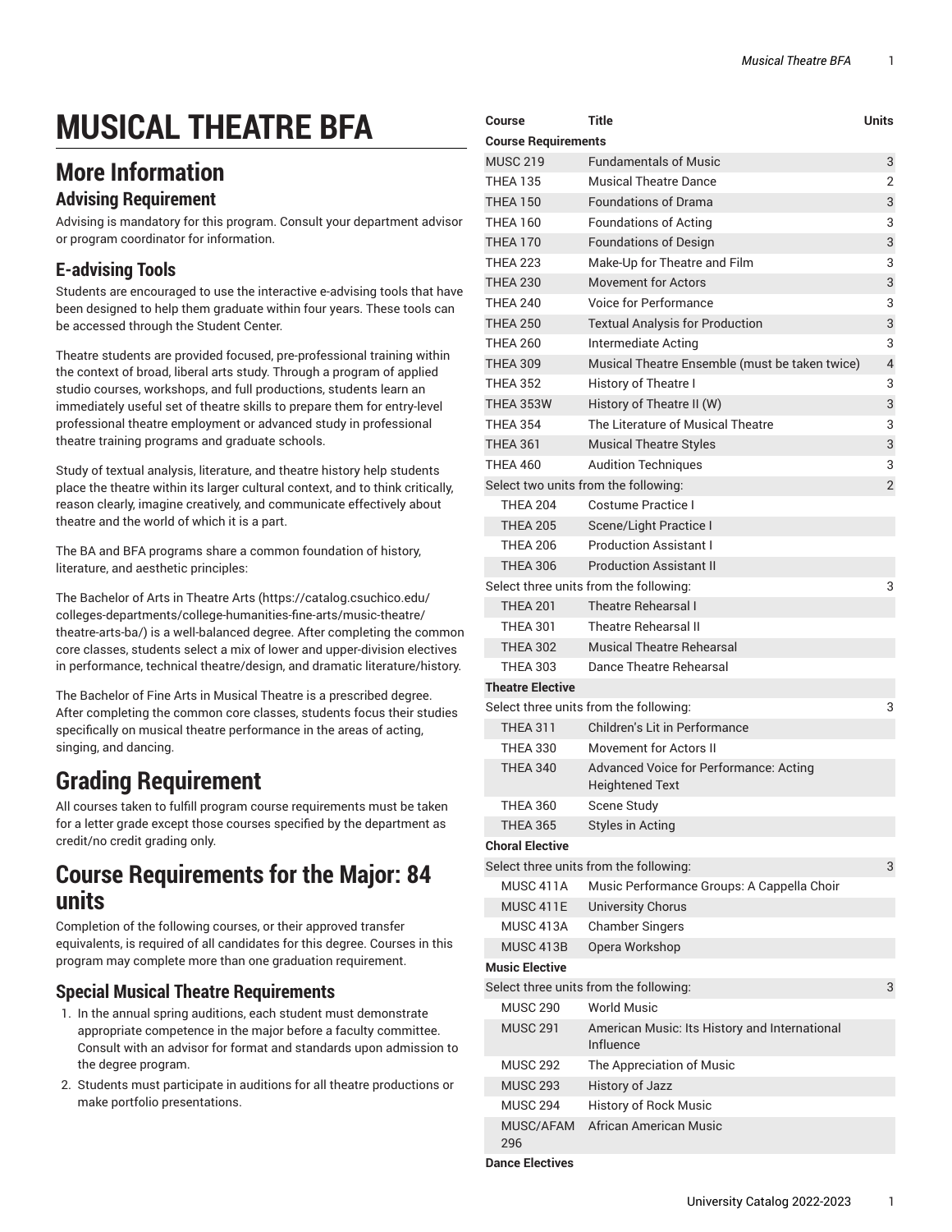# MUSICAL THEATRE BFA

## More Information

### Advising Requirement

Advising is mandatory for this program. Consult your department advisor or program coordinator for information.

### E-advising Tools

Students are encouraged to use the interactive e-advising tools that have been designed to help them graduate within four years. These tools can be accessed through the Student Center.

Theatre students are provided focused, pre-professional training within the context of broad, liberal arts study. Through a program of applied studio courses, workshops, and full productions, students learn an immediately useful set of theatre skills to prepare them for entry-level professional theatre employment or advanced study in professional theatre training programs and graduate schools.

Study of textual analysis, literature, and theatre history help students place the theatre within its larger cultural context, and to think critically, reason clearly, imagine creatively, and communicate effectively about theatre and the world of which it is a part.

The BA and BFA programs share a common foundation of history, literature, and aesthetic principles:

The Bachelor of Arts in Theatre Arts (https://catalog.csuchico.edu/colleges-departments/college-humanities-fine-arts/music-theatre/theatre-arts-ba/) is a well-balanced degree. After completing the common core classes, students select a mix of lower and upper-division electives in performance, technical theatre/design, and dramatic literature/history.

The Bachelor of Fine Arts in Musical Theatre is a prescribed degree. After completing the common core classes, students focus their studies specifically on musical theatre performance in the areas of acting, singing, and dancing.

# Grading Requirement

All courses taken to fulfill program course requirements must be taken for a letter grade except those courses specified by the department as credit/no credit grading only.

# Course Requirements for the Major: 84 units

Completion of the following courses, or their approved transfer equivalents, is required of all candidates for this degree. Courses in this program may complete more than one graduation requirement.

### Special Musical Theatre Requirements

1. In the annual spring auditions, each student must demonstrate appropriate competence in the major before a faculty committee. Consult with an advisor for format and standards upon admission to the degree program.
2. Students must participate in auditions for all theatre productions or make portfolio presentations.

| Course | Title | Units |
|---|---|---|
| **Course Requirements** | | |
| MUSC 219 | Fundamentals of Music | 3 |
| THEA 135 | Musical Theatre Dance | 2 |
| THEA 150 | Foundations of Drama | 3 |
| THEA 160 | Foundations of Acting | 3 |
| THEA 170 | Foundations of Design | 3 |
| THEA 223 | Make-Up for Theatre and Film | 3 |
| THEA 230 | Movement for Actors | 3 |
| THEA 240 | Voice for Performance | 3 |
| THEA 250 | Textual Analysis for Production | 3 |
| THEA 260 | Intermediate Acting | 3 |
| THEA 309 | Musical Theatre Ensemble (must be taken twice) | 4 |
| THEA 352 | History of Theatre I | 3 |
| THEA 353W | History of Theatre II (W) | 3 |
| THEA 354 | The Literature of Musical Theatre | 3 |
| THEA 361 | Musical Theatre Styles | 3 |
| THEA 460 | Audition Techniques | 3 |
| Select two units from the following: | | 2 |
| THEA 204 | Costume Practice I | |
| THEA 205 | Scene/Light Practice I | |
| THEA 206 | Production Assistant I | |
| THEA 306 | Production Assistant II | |
| Select three units from the following: | | 3 |
| THEA 201 | Theatre Rehearsal I | |
| THEA 301 | Theatre Rehearsal II | |
| THEA 302 | Musical Theatre Rehearsal | |
| THEA 303 | Dance Theatre Rehearsal | |
| **Theatre Elective** | | |
| Select three units from the following: | | 3 |
| THEA 311 | Children's Lit in Performance | |
| THEA 330 | Movement for Actors II | |
| THEA 340 | Advanced Voice for Performance: Acting Heightened Text | |
| THEA 360 | Scene Study | |
| THEA 365 | Styles in Acting | |
| **Choral Elective** | | |
| Select three units from the following: | | 3 |
| MUSC 411A | Music Performance Groups: A Cappella Choir | |
| MUSC 411E | University Chorus | |
| MUSC 413A | Chamber Singers | |
| MUSC 413B | Opera Workshop | |
| **Music Elective** | | |
| Select three units from the following: | | 3 |
| MUSC 290 | World Music | |
| MUSC 291 | American Music: Its History and International Influence | |
| MUSC 292 | The Appreciation of Music | |
| MUSC 293 | History of Jazz | |
| MUSC 294 | History of Rock Music | |
| MUSC/AFAM 296 | African American Music | |
| **Dance Electives** | | |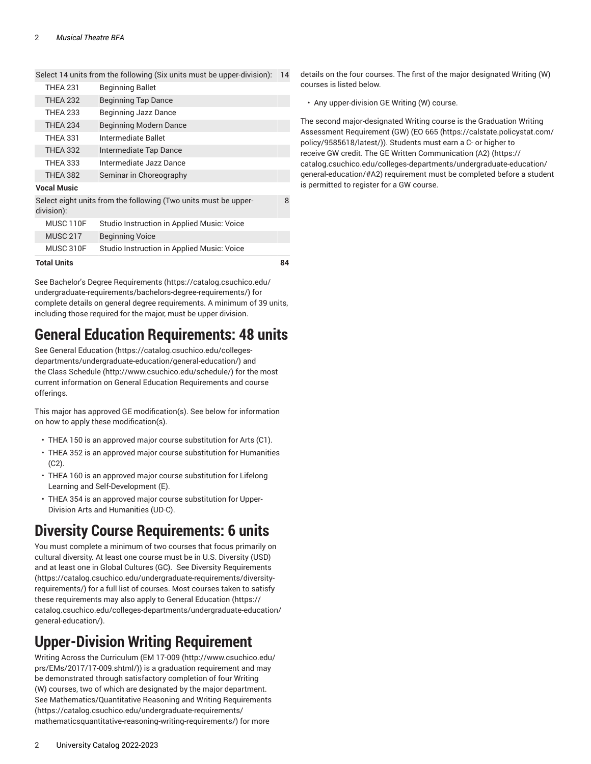| | | |
|---|---|---|
| Select 14 units from the following (Six units must be upper-division): | | 14 |
| THEA 231 | Beginning Ballet | |
| THEA 232 | Beginning Tap Dance | |
| THEA 233 | Beginning Jazz Dance | |
| THEA 234 | Beginning Modern Dance | |
| THEA 331 | Intermediate Ballet | |
| THEA 332 | Intermediate Tap Dance | |
| THEA 333 | Intermediate Jazz Dance | |
| THEA 382 | Seminar in Choreography | |
| **Vocal Music** | | |
| Select eight units from the following (Two units must be upper-division): | | 8 |
| MUSC 110F | Studio Instruction in Applied Music: Voice | |
| MUSC 217 | Beginning Voice | |
| MUSC 310F | Studio Instruction in Applied Music: Voice | |
| **Total Units** | | **84** |

See Bachelor's Degree Requirements (https://catalog.csuchico.edu/undergraduate-requirements/bachelors-degree-requirements/) for complete details on general degree requirements. A minimum of 39 units, including those required for the major, must be upper division.

# General Education Requirements: 48 units

See General Education (https://catalog.csuchico.edu/colleges-departments/undergraduate-education/general-education/) and the Class Schedule (http://www.csuchico.edu/schedule/) for the most current information on General Education Requirements and course offerings.

This major has approved GE modification(s). See below for information on how to apply these modification(s).

- THEA 150 is an approved major course substitution for Arts (C1).
- THEA 352 is an approved major course substitution for Humanities (C2).
- THEA 160 is an approved major course substitution for Lifelong Learning and Self-Development (E).
- THEA 354 is an approved major course substitution for Upper-Division Arts and Humanities (UD-C).

# Diversity Course Requirements: 6 units

You must complete a minimum of two courses that focus primarily on cultural diversity. At least one course must be in U.S. Diversity (USD) and at least one in Global Cultures (GC). See Diversity Requirements (https://catalog.csuchico.edu/undergraduate-requirements/diversity-requirements/) for a full list of courses. Most courses taken to satisfy these requirements may also apply to General Education (https://catalog.csuchico.edu/colleges-departments/undergraduate-education/general-education/).

# Upper-Division Writing Requirement

Writing Across the Curriculum (EM 17-009 (http://www.csuchico.edu/prs/EMs/2017/17-009.shtml/)) is a graduation requirement and may be demonstrated through satisfactory completion of four Writing (W) courses, two of which are designated by the major department. See Mathematics/Quantitative Reasoning and Writing Requirements (https://catalog.csuchico.edu/undergraduate-requirements/mathematicsquantitative-reasoning-writing-requirements/) for more details on the four courses. The first of the major designated Writing (W) courses is listed below.

- Any upper-division GE Writing (W) course.

The second major-designated Writing course is the Graduation Writing Assessment Requirement (GW) (EO 665 (https://calstate.policystat.com/policy/9585618/latest/)). Students must earn a C- or higher to receive GW credit. The GE Written Communication (A2) (https://catalog.csuchico.edu/colleges-departments/undergraduate-education/general-education/#A2) requirement must be completed before a student is permitted to register for a GW course.